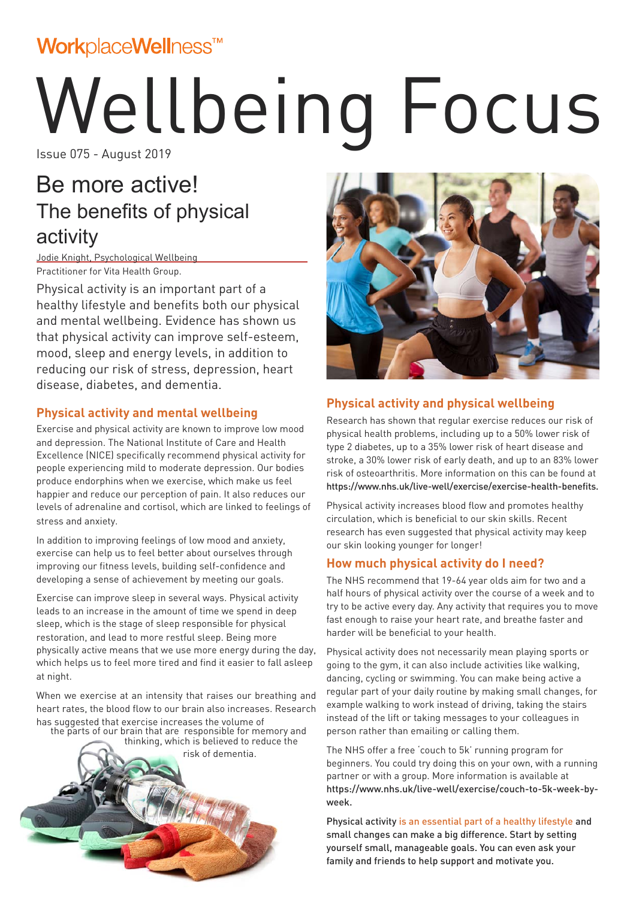WorkplaceWellness™

# Wellbeing Focus

Issue 075 - August 2019

## Be more active! The benefits of physical activity

Jodie Knight, Psychological Wellbeing Practitioner for Vita Health Group.

Physical activity is an important part of a healthy lifestyle and benefits both our physical and mental wellbeing. Evidence has shown us that physical activity can improve self-esteem, mood, sleep and energy levels, in addition to reducing our risk of stress, depression, heart disease, diabetes, and dementia.

### Physical activity and mental wellbeing

Exercise and physical activity are known to improve low mood and depression. The National Institute of Care and Health Excellence (NICE) specifically recommend physical activity for people experiencing mild to moderate depression. Our bodies produce endorphins when we exercise, which make us feel happier and reduce our perception of pain. It also reduces our levels of adrenaline and cortisol, which are linked to feelings of stress and anxiety.

In addition to improving feelings of low mood and anxiety, exercise can help us to feel better about ourselves through improving our fitness levels, building self-confidence and developing a sense of achievement by meeting our goals.

Exercise can improve sleep in several ways. Physical activity leads to an increase in the amount of time we spend in deep sleep, which is the stage of sleep responsible for physical restoration, and lead to more restful sleep. Being more physically active means that we use more energy during the day, which helps us to feel more tired and find it easier to fall asleep at night.

When we exercise at an intensity that raises our breathing and heart rates, the blood flow to our brain also increases. Research has suggested that exercise increases the volume of the parts of our brain that are responsible for memory and thinking, which is believed to reduce the risk of dementia.

### Physical activity and physical wellbeing

Research has shown that regular exercise reduces our risk of physical health problems, including up to a 50% lower risk of type 2 diabetes, up to a 35% lower risk of heart disease and stroke, a 30% lower risk of early death, and up to an 83% lower risk of osteoarthritis. More information on this can be found at https://www.nhs.uk/live-well/exercise/exercise-health-benefits.

Physical activity increases blood flow and promotes healthy circulation, which is beneficial to our skin skills. Recent research has even suggested that physical activity may keep our skin looking younger for longer!

### How much physical activity do I need?

The NHS recommend that 19-64 year olds aim for two and a half hours of physical activity over the course of a week and to try to be active every day. Any activity that requires you to move fast enough to raise your heart rate, and breathe faster and harder will be beneficial to your health.

Physical activity does not necessarily mean playing sports or going to the gym, it can also include activities like walking, dancing, cycling or swimming. You can make being active a regular part of your daily routine by making small changes, for example walking to work instead of driving, taking the stairs instead of the lift or taking messages to your colleagues in person rather than emailing or calling them.

The NHS offer a free 'couch to 5k' running program for beginners. You could try doing this on your own, with a running partner or with a group. More information is available at https://www.nhs.uk/live-well/exercise/couch-to-5k-week-by-week.

Physical activity is an essential part of a healthy lifestyle and small changes can make a big difference. Start by setting yourself small, manageable goals. You can even ask your family and friends to help support and motivate you.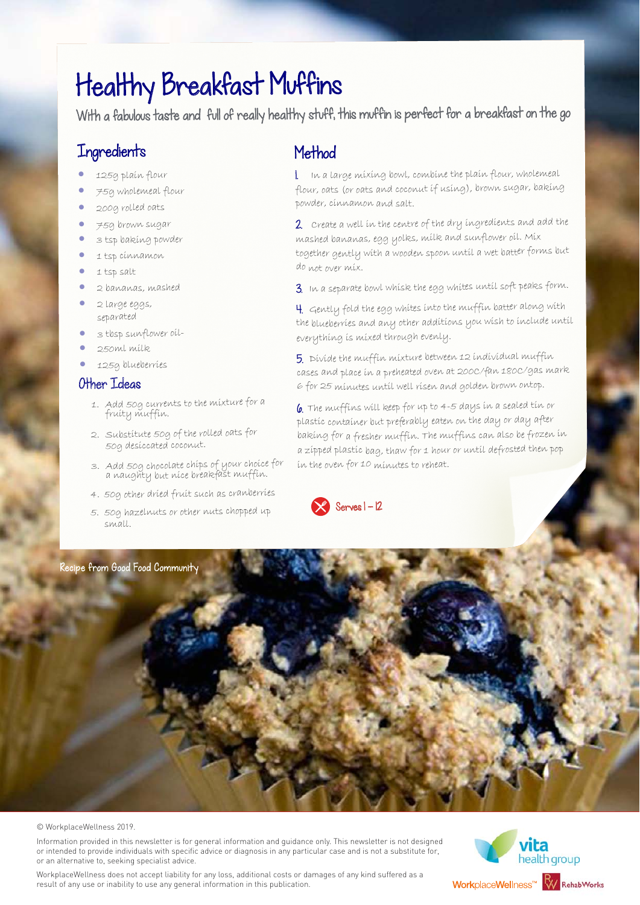# Healthy Breakfast Muffins

With a fabulous taste and full of really healthy stuff, this muffin is perfect for a breakfast on the go

## Ingredients

- 125g plain flour
- 75g wholemeal flour
- 200g rolled oats
- 75g brown sugar
- 3 tsp baking powder
- 1 tsp cinnamon
- 1 tsp salt
- 2 bananas, mashed
- 2 large eggs, separated
- 3 tbsp sunflower oil-
- 250ml milk
- 125g blueberries

## Other Ideas

1. Add 50g currents to the mixture for a fruity muffin.
2. Substitute 50g of the rolled oats for 50g desiccated coconut.
3. Add 50g chocolate chips of your choice for a naughty but nice breakfast muffin.
4. 50g other dried fruit such as cranberries
5. 50g hazelnuts or other nuts chopped up small.

## Method

1. In a large mixing bowl, combine the plain flour, wholemeal flour, oats (or oats and coconut if using), brown sugar, baking powder, cinnamon and salt.

2. Create a well in the centre of the dry ingredients and add the mashed bananas, egg yolks, milk and sunflower oil. Mix together gently with a wooden spoon until a wet batter forms but do not over mix.

3. In a separate bowl whisk the egg whites until soft peaks form.

4. Gently fold the egg whites into the muffin batter along with the blueberries and any other additions you wish to include until everything is mixed through evenly.

5. Divide the muffin mixture between 12 individual muffin cases and place in a preheated oven at 200C/fan 180C/gas mark 6 for 25 minutes until well risen and golden brown ontop.

6. The muffins will keep for up to 4-5 days in a sealed tin or plastic container but preferably eaten on the day or day after baking for a fresher muffin. The muffins can also be frozen in a zipped plastic bag, thaw for 1 hour or until defrosted then pop in the oven for 10 minutes to reheat.

Serves 1 – 12

Recipe from Good Food Community

© WorkplaceWellness 2019.

Information provided in this newsletter is for general information and guidance only. This newsletter is not designed or intended to provide individuals with specific advice or diagnosis in any particular case and is not a substitute for, or an alternative to, seeking specialist advice.

WorkplaceWellness does not accept liability for any loss, additional costs or damages of any kind suffered as a result of any use or inability to use any general information in this publication.

vita health group

WorkplaceWellness™ RehabWorks